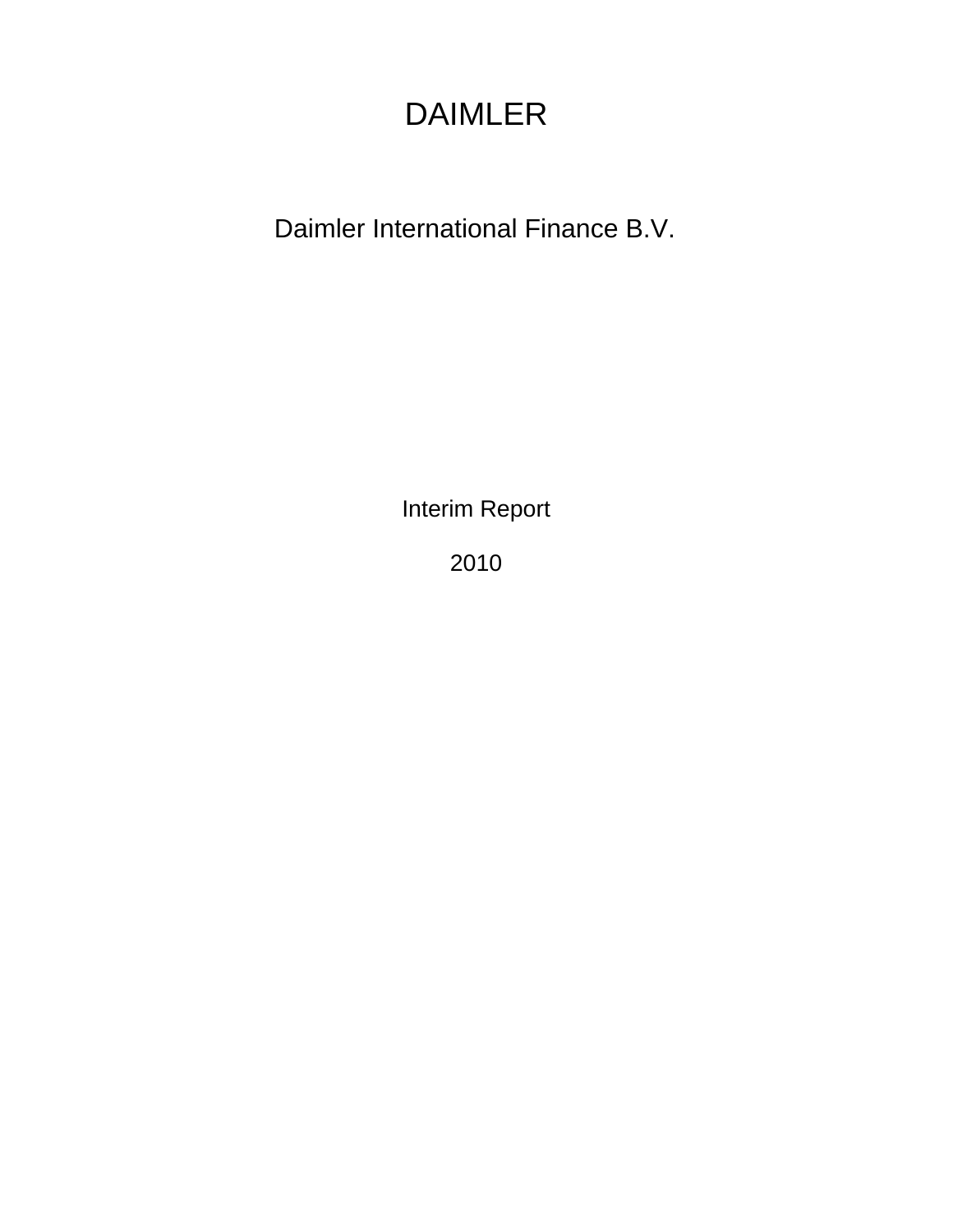# DAIMLER

## Daimler International Finance B.V.

Interim Report

2010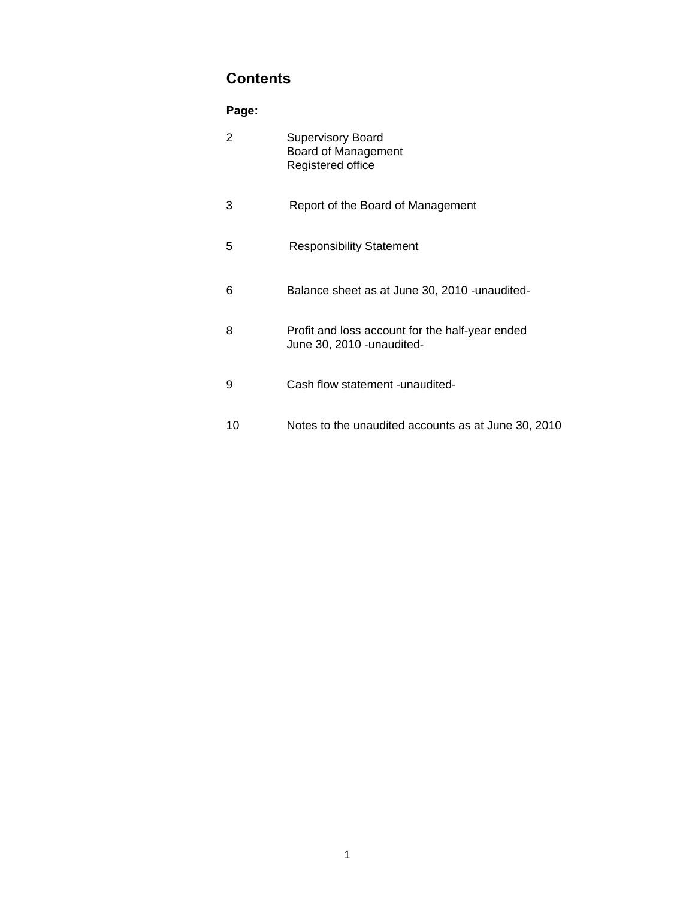# Contents

**Page:**

| Page | |
|---|---|
| 2 | Supervisory Board<br>Board of Management<br>Registered office |
| 3 | Report of the Board of Management |
| 5 | Responsibility Statement |
| 6 | Balance sheet as at June 30, 2010 -unaudited- |
| 8 | Profit and loss account for the half-year ended June 30, 2010 -unaudited- |
| 9 | Cash flow statement -unaudited- |
| 10 | Notes to the unaudited accounts as at June 30, 2010 |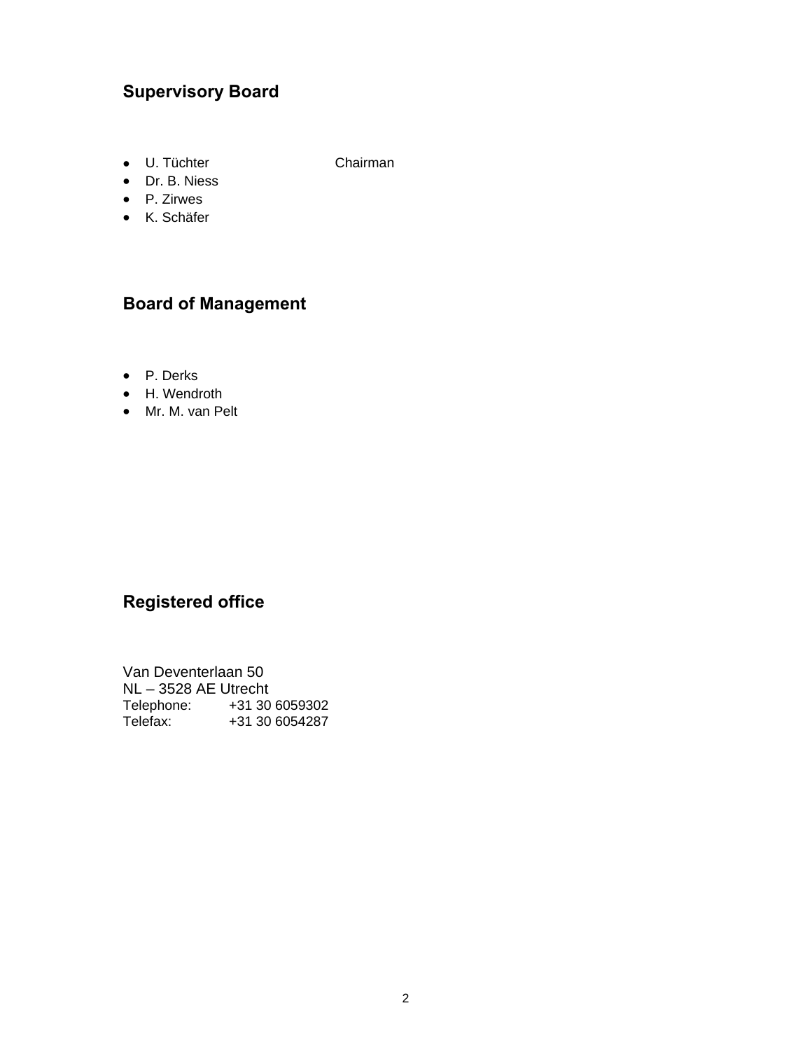## Supervisory Board

- U. Tüchter Chairman
- Dr. B. Niess
- P. Zirwes
- K. Schäfer

## Board of Management

- P. Derks
- H. Wendroth
- Mr. M. van Pelt

## Registered office

Van Deventerlaan 50
NL – 3528 AE Utrecht
Telephone: +31 30 6059302
Telefax: +31 30 6054287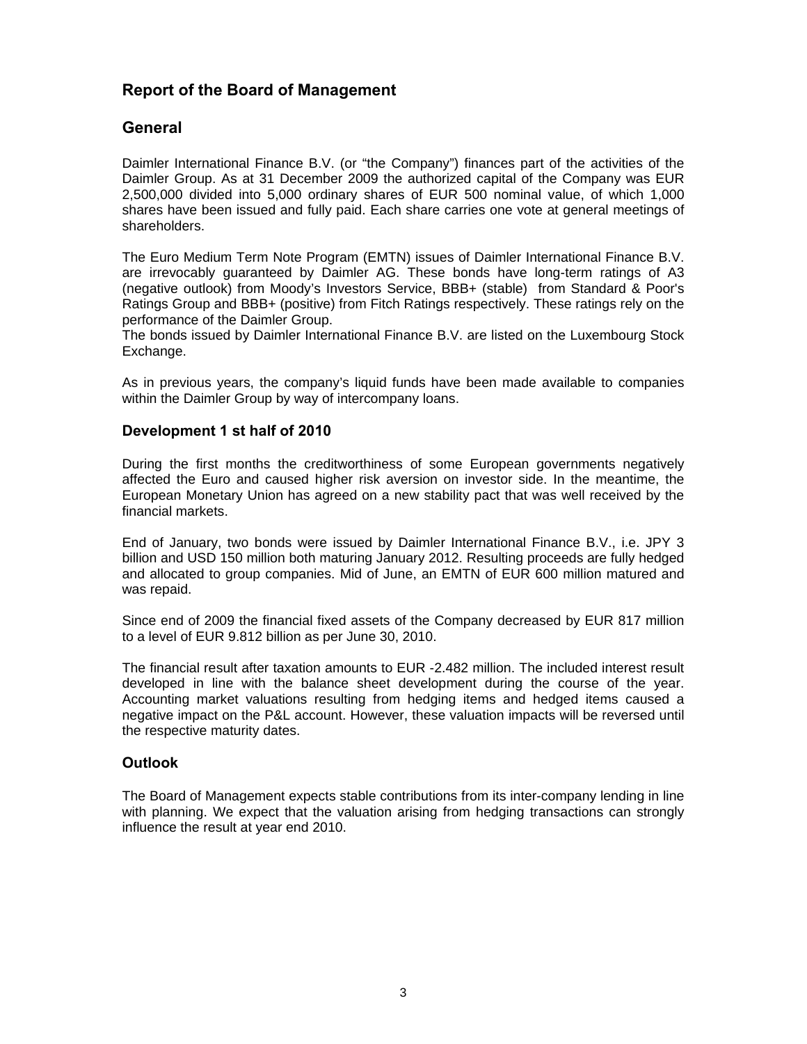## Report of the Board of Management

## General

Daimler International Finance B.V. (or “the Company”) finances part of the activities of the Daimler Group. As at 31 December 2009 the authorized capital of the Company was EUR 2,500,000 divided into 5,000 ordinary shares of EUR 500 nominal value, of which 1,000 shares have been issued and fully paid. Each share carries one vote at general meetings of shareholders.

The Euro Medium Term Note Program (EMTN) issues of Daimler International Finance B.V. are irrevocably guaranteed by Daimler AG. These bonds have long-term ratings of A3 (negative outlook) from Moody’s Investors Service, BBB+ (stable) from Standard & Poor's Ratings Group and BBB+ (positive) from Fitch Ratings respectively. These ratings rely on the performance of the Daimler Group.
The bonds issued by Daimler International Finance B.V. are listed on the Luxembourg Stock Exchange.

As in previous years, the company's liquid funds have been made available to companies within the Daimler Group by way of intercompany loans.

### Development 1 st half of 2010

During the first months the creditworthiness of some European governments negatively affected the Euro and caused higher risk aversion on investor side. In the meantime, the European Monetary Union has agreed on a new stability pact that was well received by the financial markets.

End of January, two bonds were issued by Daimler International Finance B.V., i.e. JPY 3 billion and USD 150 million both maturing January 2012. Resulting proceeds are fully hedged and allocated to group companies. Mid of June, an EMTN of EUR 600 million matured and was repaid.

Since end of 2009 the financial fixed assets of the Company decreased by EUR 817 million to a level of EUR 9.812 billion as per June 30, 2010.

The financial result after taxation amounts to EUR -2.482 million. The included interest result developed in line with the balance sheet development during the course of the year. Accounting market valuations resulting from hedging items and hedged items caused a negative impact on the P&L account. However, these valuation impacts will be reversed until the respective maturity dates.

### Outlook

The Board of Management expects stable contributions from its inter-company lending in line with planning. We expect that the valuation arising from hedging transactions can strongly influence the result at year end 2010.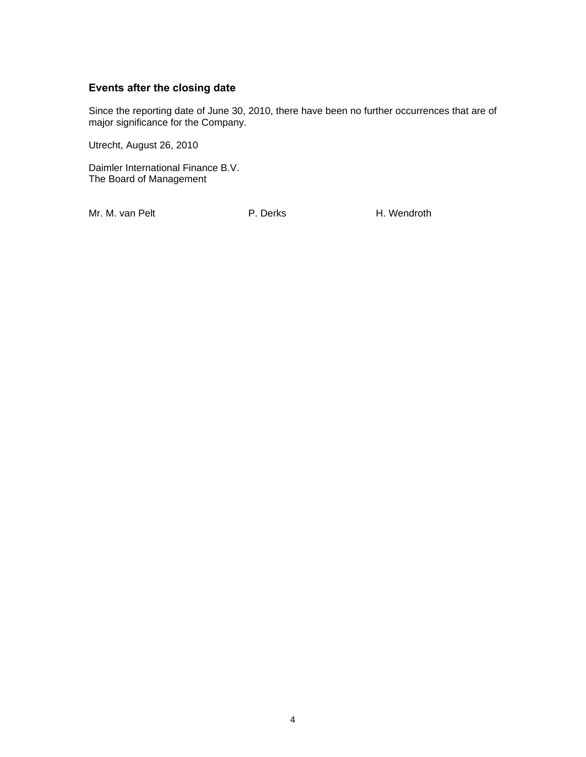### Events after the closing date

Since the reporting date of June 30, 2010, there have been no further occurrences that are of major significance for the Company.

Utrecht, August 26, 2010

Daimler International Finance B.V.
The Board of Management

Mr. M. van Pelt P. Derks H. Wendroth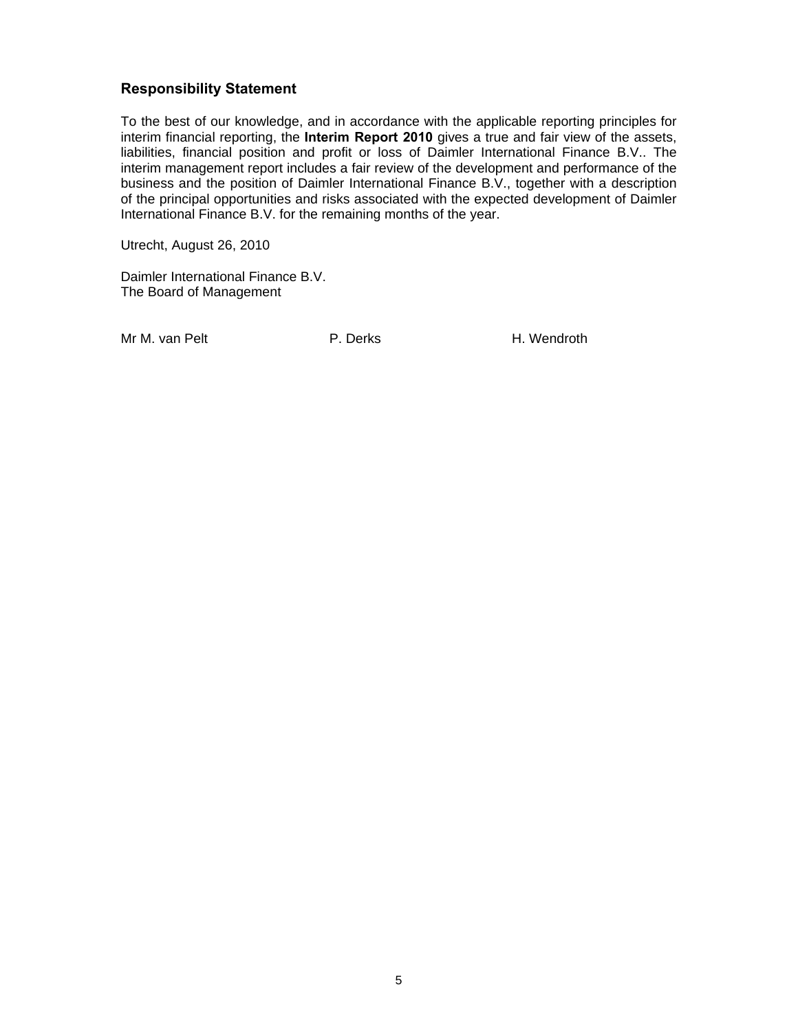## Responsibility Statement

To the best of our knowledge, and in accordance with the applicable reporting principles for interim financial reporting, the **Interim Report 2010** gives a true and fair view of the assets, liabilities, financial position and profit or loss of Daimler International Finance B.V.. The interim management report includes a fair review of the development and performance of the business and the position of Daimler International Finance B.V., together with a description of the principal opportunities and risks associated with the expected development of Daimler International Finance B.V. for the remaining months of the year.

Utrecht, August 26, 2010

Daimler International Finance B.V.
The Board of Management

Mr M. van Pelt P. Derks H. Wendroth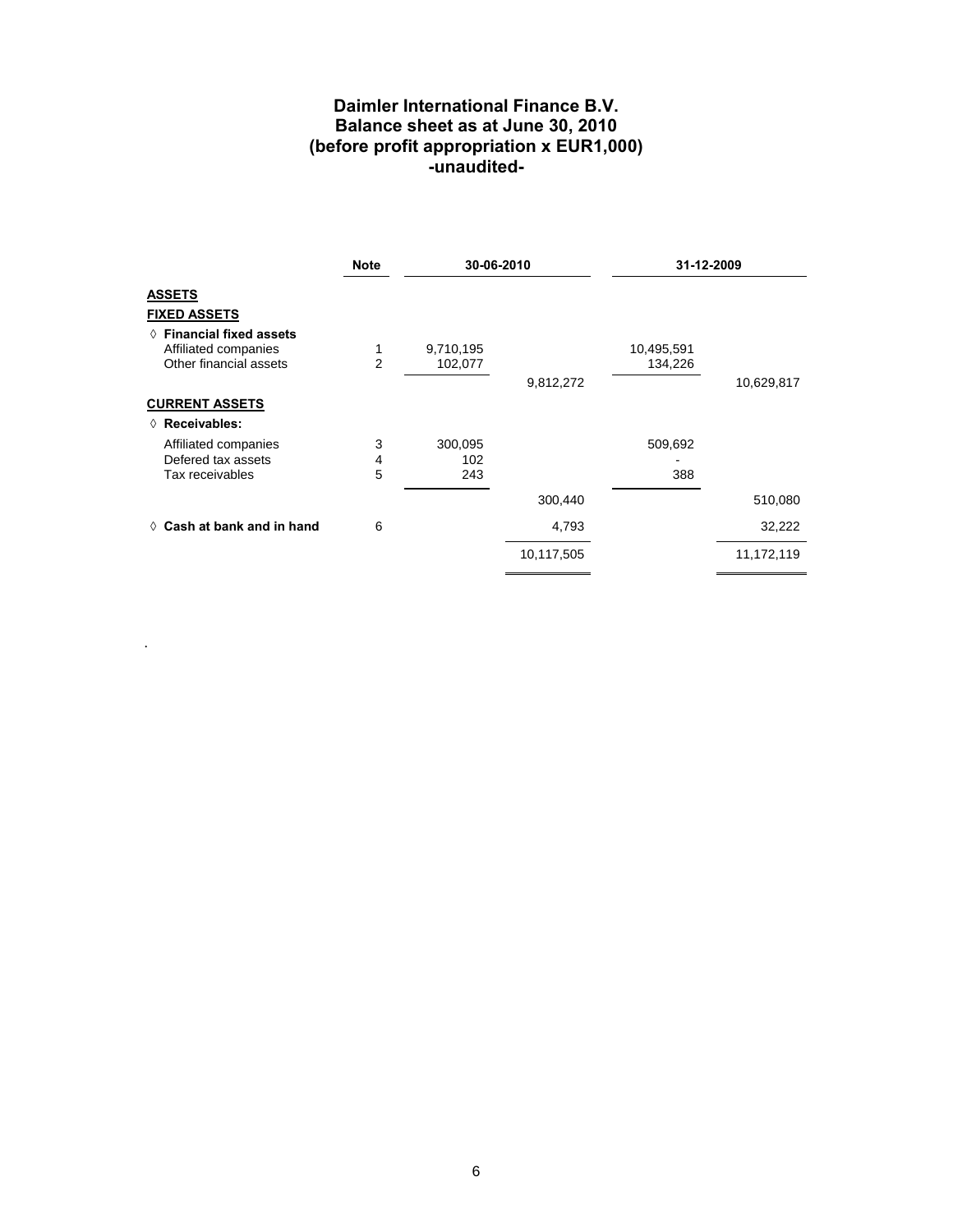# Daimler International Finance B.V.
## Balance sheet as at June 30, 2010
## (before profit appropriation x EUR1,000)
## -unaudited-

| | Note | 30-06-2010 | | 31-12-2009 | |
|---|---|---|---|---|---|
| **ASSETS** | | | | | |
| **FIXED ASSETS** | | | | | |
| ◊ **Financial fixed assets** | | | | | |
| Affiliated companies | 1 | 9,710,195 | | 10,495,591 | |
| Other financial assets | 2 | 102,077 | | 134,226 | |
| | | | 9,812,272 | | 10,629,817 |
| **CURRENT ASSETS** | | | | | |
| ◊ **Receivables:** | | | | | |
| Affiliated companies | 3 | 300,095 | | 509,692 | |
| Defered tax assets | 4 | 102 | | - | |
| Tax receivables | 5 | 243 | | 388 | |
| | | | 300,440 | | 510,080 |
| ◊ **Cash at bank and in hand** | 6 | | 4,793 | | 32,222 |
| | | | 10,117,505 | | 11,172,119 |

.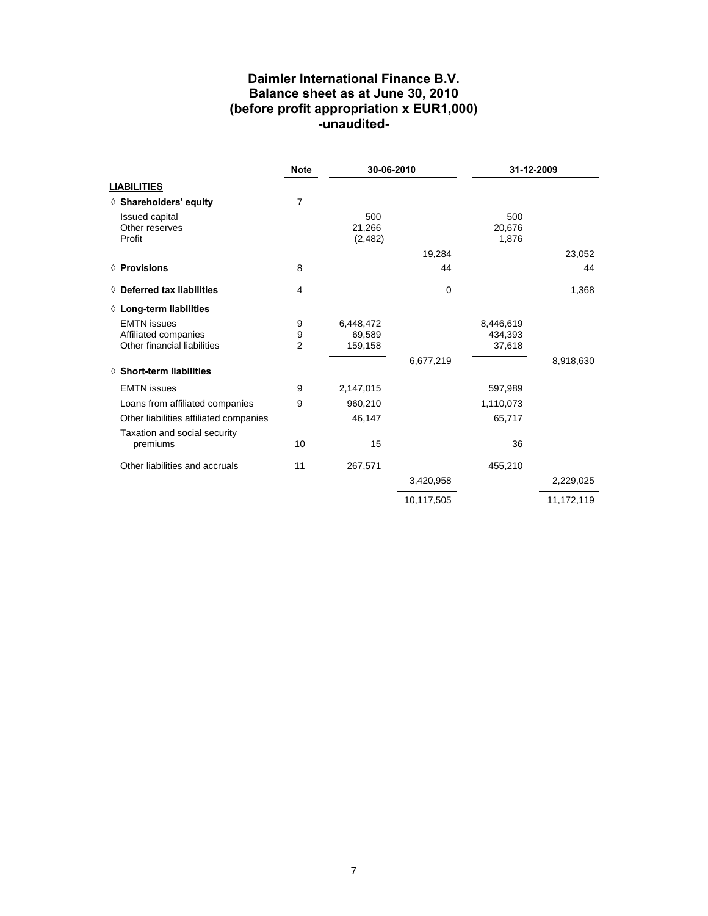# Daimler International Finance B.V.
## Balance sheet as at June 30, 2010
## (before profit appropriation x EUR1,000)
## -unaudited-

| | Note | 30-06-2010 | | 31-12-2009 | |
|---|---|---|---|---|---|
| **LIABILITIES** | | | | | |
| ◊ **Shareholders' equity** | 7 | | | | |
| Issued capital | | 500 | | 500 | |
| Other reserves | | 21,266 | | 20,676 | |
| Profit | | (2,482) | | 1,876 | |
| | | | 19,284 | | 23,052 |
| ◊ **Provisions** | 8 | | 44 | | 44 |
| ◊ **Deferred tax liabilities** | 4 | | 0 | | 1,368 |
| ◊ **Long-term liabilities** | | | | | |
| EMTN issues | 9 | 6,448,472 | | 8,446,619 | |
| Affiliated companies | 9 | 69,589 | | 434,393 | |
| Other financial liabilities | 2 | 159,158 | | 37,618 | |
| | | | 6,677,219 | | 8,918,630 |
| ◊ **Short-term liabilities** | | | | | |
| EMTN issues | 9 | 2,147,015 | | 597,989 | |
| Loans from affiliated companies | 9 | 960,210 | | 1,110,073 | |
| Other liabilities affiliated companies | | 46,147 | | 65,717 | |
| Taxation and social security premiums | 10 | 15 | | 36 | |
| Other liabilities and accruals | 11 | 267,571 | | 455,210 | |
| | | | 3,420,958 | | 2,229,025 |
| | | | 10,117,505 | | 11,172,119 |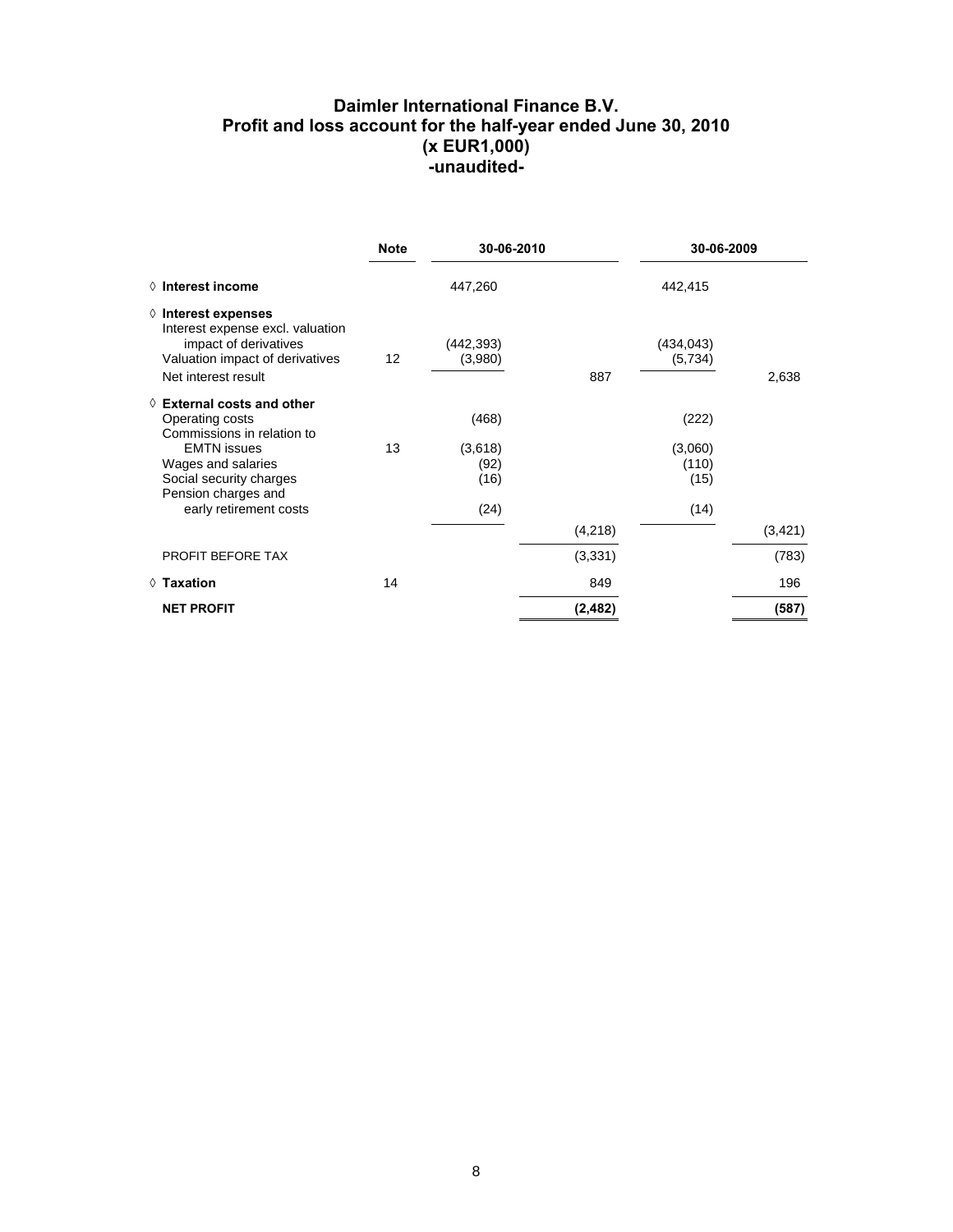# Daimler International Finance B.V.
## Profit and loss account for the half-year ended June 30, 2010
### (x EUR1,000)
### -unaudited-

| | Note | 30-06-2010 | | 30-06-2009 | |
|---|---|---|---|---|---|
| ◊ **Interest income** | | 447,260 | | 442,415 | |
| ◊ **Interest expenses** | | | | | |
| Interest expense excl. valuation impact of derivatives | | (442,393) | | (434,043) | |
| Valuation impact of derivatives | 12 | (3,980) | | (5,734) | |
| Net interest result | | | 887 | | 2,638 |
| ◊ **External costs and other** | | | | | |
| Operating costs | | (468) | | (222) | |
| Commissions in relation to EMTN issues | 13 | (3,618) | | (3,060) | |
| Wages and salaries | | (92) | | (110) | |
| Social security charges | | (16) | | (15) | |
| Pension charges and early retirement costs | | (24) | | (14) | |
| | | | (4,218) | | (3,421) |
| PROFIT BEFORE TAX | | | (3,331) | | (783) |
| ◊ **Taxation** | 14 | | 849 | | 196 |
| **NET PROFIT** | | | **(2,482)** | | **(587)** |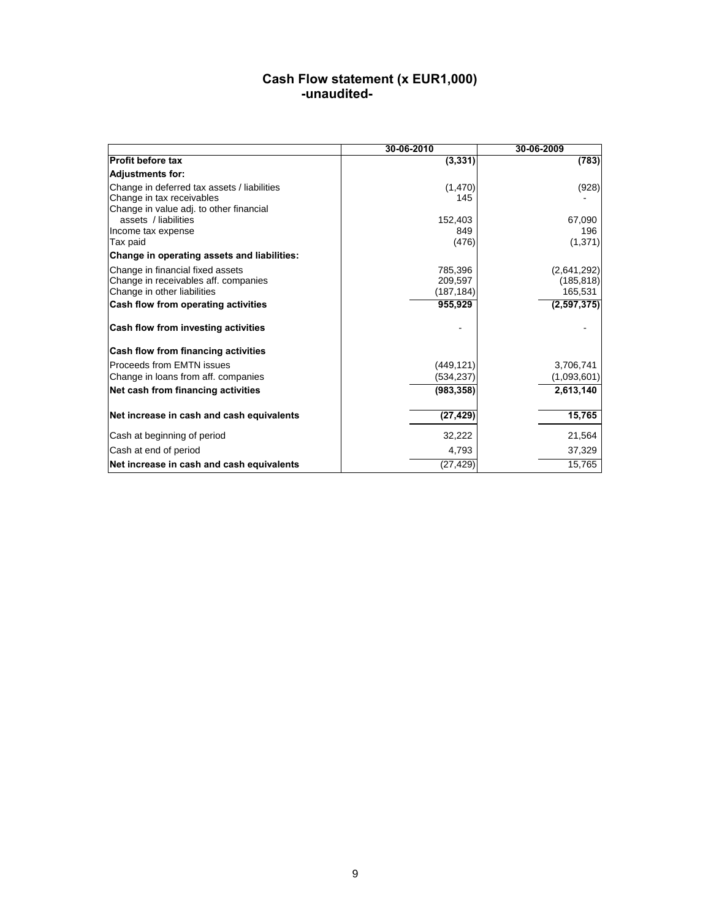# Cash Flow statement (x EUR1,000)
## -unaudited-

| | 30-06-2010 | 30-06-2009 |
|---|---|---|
| **Profit before tax** | **(3,331)** | **(783)** |
| **Adjustments for:** | | |
| Change in deferred tax assets / liabilities | (1,470) | (928) |
| Change in tax receivables | 145 | - |
| Change in value adj. to other financial assets / liabilities | 152,403 | 67,090 |
| Income tax expense | 849 | 196 |
| Tax paid | (476) | (1,371) |
| **Change in operating assets and liabilities:** | | |
| Change in financial fixed assets | 785,396 | (2,641,292) |
| Change in receivables aff. companies | 209,597 | (185,818) |
| Change in other liabilities | (187,184) | 165,531 |
| **Cash flow from operating activities** | **955,929** | **(2,597,375)** |
| **Cash flow from investing activities** | - | - |
| **Cash flow from financing activities** | | |
| Proceeds from EMTN issues | (449,121) | 3,706,741 |
| Change in loans from aff. companies | (534,237) | (1,093,601) |
| **Net cash from financing activities** | **(983,358)** | **2,613,140** |
| **Net increase in cash and cash equivalents** | **(27,429)** | **15,765** |
| Cash at beginning of period | 32,222 | 21,564 |
| Cash at end of period | 4,793 | 37,329 |
| **Net increase in cash and cash equivalents** | (27,429) | 15,765 |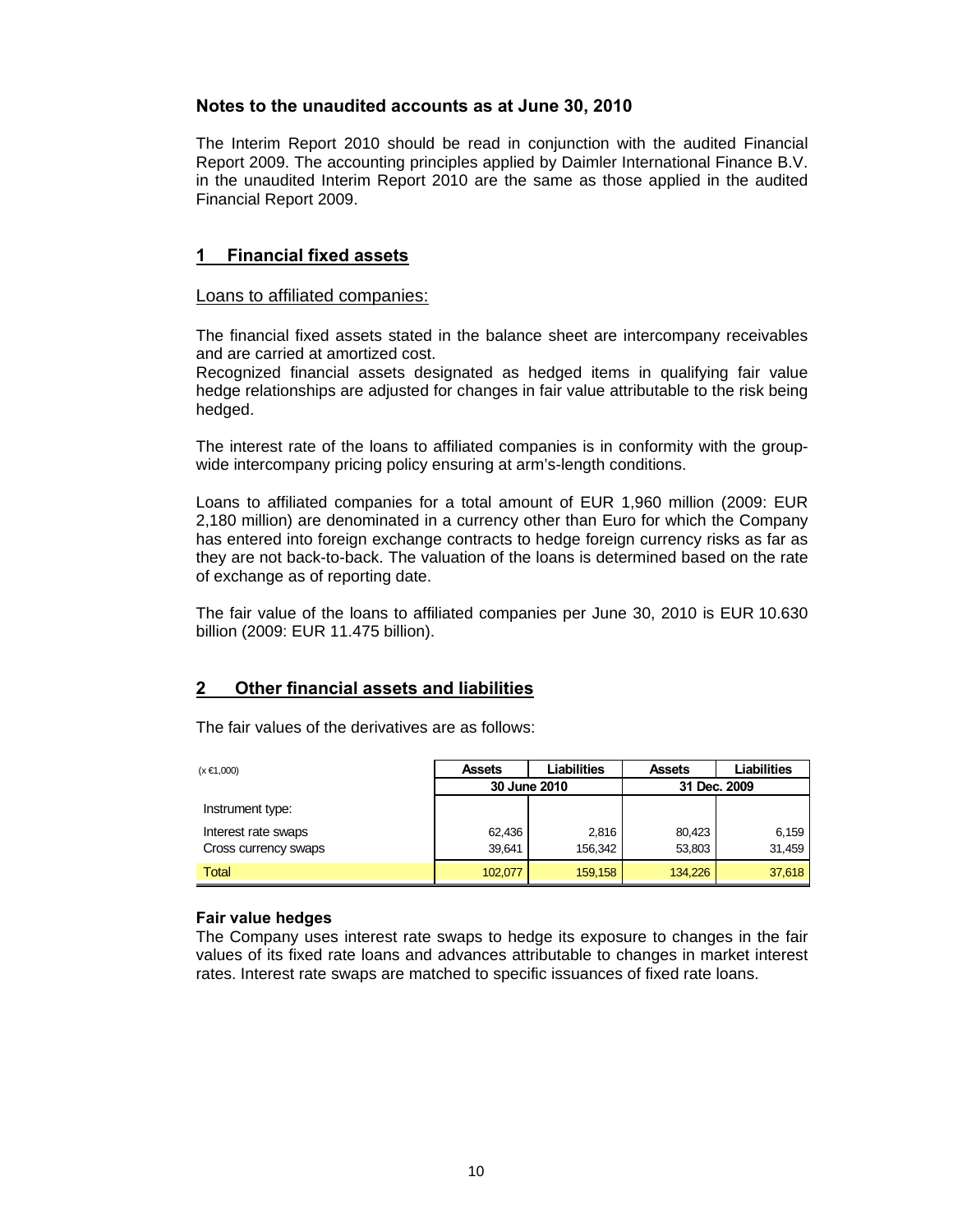## Notes to the unaudited accounts as at June 30, 2010

The Interim Report 2010 should be read in conjunction with the audited Financial Report 2009. The accounting principles applied by Daimler International Finance B.V. in the unaudited Interim Report 2010 are the same as those applied in the audited Financial Report 2009.

## 1 Financial fixed assets

### Loans to affiliated companies:

The financial fixed assets stated in the balance sheet are intercompany receivables and are carried at amortized cost.

Recognized financial assets designated as hedged items in qualifying fair value hedge relationships are adjusted for changes in fair value attributable to the risk being hedged.

The interest rate of the loans to affiliated companies is in conformity with the group-wide intercompany pricing policy ensuring at arm's-length conditions.

Loans to affiliated companies for a total amount of EUR 1,960 million (2009: EUR 2,180 million) are denominated in a currency other than Euro for which the Company has entered into foreign exchange contracts to hedge foreign currency risks as far as they are not back-to-back. The valuation of the loans is determined based on the rate of exchange as of reporting date.

The fair value of the loans to affiliated companies per June 30, 2010 is EUR 10.630 billion (2009: EUR 11.475 billion).

## 2 Other financial assets and liabilities

The fair values of the derivatives are as follows:

| (x €1,000) | Assets | Liabilities | Assets | Liabilities |
|---|---|---|---|---|
| | 30 June 2010 | | 31 Dec. 2009 | |
| Instrument type: | | | | |
| Interest rate swaps | 62,436 | 2,816 | 80,423 | 6,159 |
| Cross currency swaps | 39,641 | 156,342 | 53,803 | 31,459 |
| Total | 102,077 | 159,158 | 134,226 | 37,618 |

**Fair value hedges**

The Company uses interest rate swaps to hedge its exposure to changes in the fair values of its fixed rate loans and advances attributable to changes in market interest rates. Interest rate swaps are matched to specific issuances of fixed rate loans.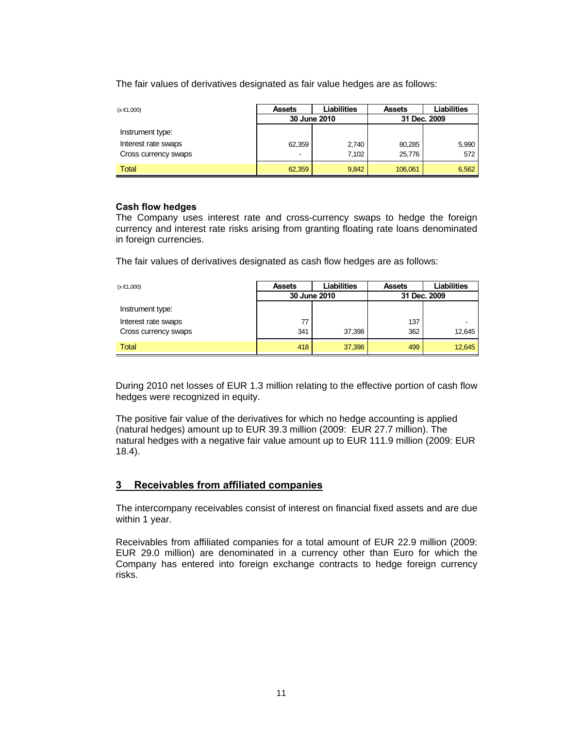The fair values of derivatives designated as fair value hedges are as follows:

| (x €1,000) | Assets | Liabilities | Assets | Liabilities |
|---|---|---|---|---|
| | 30 June 2010 | | 31 Dec. 2009 | |
| Instrument type: | | | | |
| Interest rate swaps | 62,359 | 2,740 | 80,285 | 5,990 |
| Cross currency swaps | - | 7,102 | 25,776 | 572 |
| Total | 62,359 | 9,842 | 106,061 | 6,562 |

**Cash flow hedges**
The Company uses interest rate and cross-currency swaps to hedge the foreign currency and interest rate risks arising from granting floating rate loans denominated in foreign currencies.

The fair values of derivatives designated as cash flow hedges are as follows:

| (x €1,000) | Assets | Liabilities | Assets | Liabilities |
|---|---|---|---|---|
| | 30 June 2010 | | 31 Dec. 2009 | |
| Instrument type: | | | | |
| Interest rate swaps | 77 | | 137 | - |
| Cross currency swaps | 341 | 37,398 | 362 | 12,645 |
| Total | 418 | 37,398 | 499 | 12,645 |

During 2010 net losses of EUR 1.3 million relating to the effective portion of cash flow hedges were recognized in equity.

The positive fair value of the derivatives for which no hedge accounting is applied (natural hedges) amount up to EUR 39.3 million (2009: EUR 27.7 million). The natural hedges with a negative fair value amount up to EUR 111.9 million (2009: EUR 18.4).

## 3 Receivables from affiliated companies

The intercompany receivables consist of interest on financial fixed assets and are due within 1 year.

Receivables from affiliated companies for a total amount of EUR 22.9 million (2009: EUR 29.0 million) are denominated in a currency other than Euro for which the Company has entered into foreign exchange contracts to hedge foreign currency risks.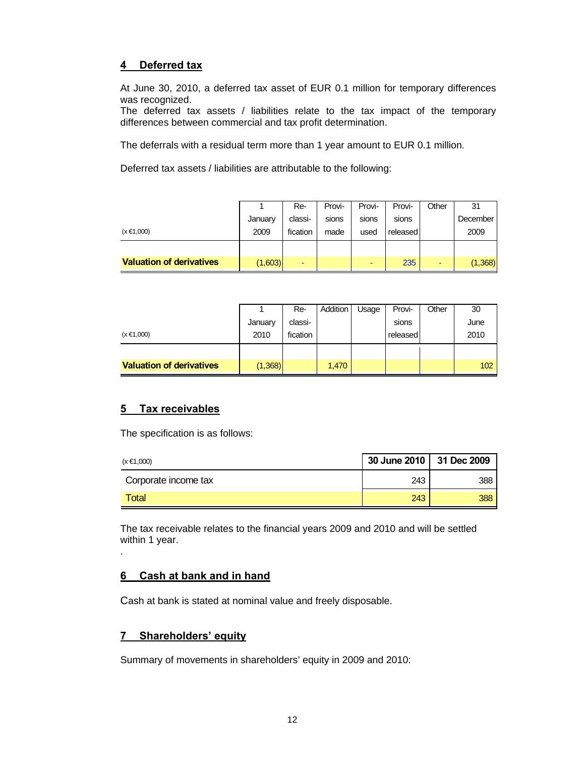## 4 Deferred tax

At June 30, 2010, a deferred tax asset of EUR 0.1 million for temporary differences was recognized.
The deferred tax assets / liabilities relate to the tax impact of the temporary differences between commercial and tax profit determination.

The deferrals with a residual term more than 1 year amount to EUR 0.1 million.

Deferred tax assets / liabilities are attributable to the following:

| (x €1,000) | 1 January 2009 | Re-classi-fication | Provi-sions made | Provi-sions used | Provi-sions released | Other | 31 December 2009 |
|---|---|---|---|---|---|---|---|
| **Valuation of derivatives** | (1,603) | - | | - | 235 | - | (1,368) |

| (x €1,000) | 1 January 2010 | Re-classi-fication | Addition | Usage | Provi-sions released | Other | 30 June 2010 |
|---|---|---|---|---|---|---|---|
| **Valuation of derivatives** | (1,368) | | 1,470 | | | | 102 |

## 5 Tax receivables

The specification is as follows:

| (x €1,000) | 30 June 2010 | 31 Dec 2009 |
|---|---|---|
| Corporate income tax | 243 | 388 |
| Total | 243 | 388 |

The tax receivable relates to the financial years 2009 and 2010 and will be settled within 1 year.

.

## 6 Cash at bank and in hand

Cash at bank is stated at nominal value and freely disposable.

## 7 Shareholders' equity

Summary of movements in shareholders' equity in 2009 and 2010: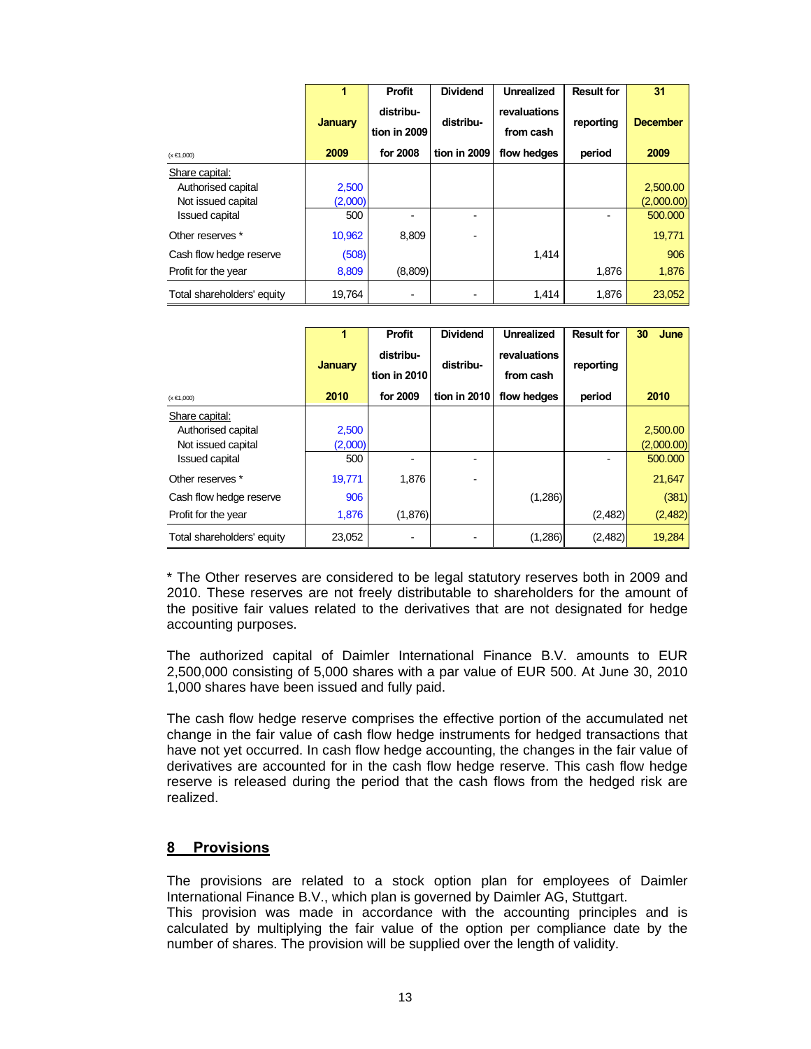| (x €1,000) | 1 January 2009 | Profit distribution in 2009 for 2008 | Dividend distribution in 2009 | Unrealized revaluations from cash flow hedges | Result for reporting period | 31 December 2009 |
|---|---|---|---|---|---|---|
| Share capital: | | | | | | |
| Authorised capital | 2,500 | | | | | 2,500.00 |
| Not issued capital | (2,000) | | | | | (2,000.00) |
| Issued capital | 500 | - | - | | - | 500.000 |
| Other reserves * | 10,962 | 8,809 | - | | | 19,771 |
| Cash flow hedge reserve | (508) | | | 1,414 | | 906 |
| Profit for the year | 8,809 | (8,809) | | | 1,876 | 1,876 |
| Total shareholders' equity | 19,764 | - | - | 1,414 | 1,876 | 23,052 |

| (x €1,000) | 1 January 2010 | Profit distribution in 2010 for 2009 | Dividend distribution in 2010 | Unrealized revaluations from cash flow hedges | Result for reporting period | 30 June 2010 |
|---|---|---|---|---|---|---|
| Share capital: | | | | | | |
| Authorised capital | 2,500 | | | | | 2,500.00 |
| Not issued capital | (2,000) | | | | | (2,000.00) |
| Issued capital | 500 | - | - | | - | 500.000 |
| Other reserves * | 19,771 | 1,876 | - | | | 21,647 |
| Cash flow hedge reserve | 906 | | | (1,286) | | (381) |
| Profit for the year | 1,876 | (1,876) | | | (2,482) | (2,482) |
| Total shareholders' equity | 23,052 | - | - | (1,286) | (2,482) | 19,284 |

* The Other reserves are considered to be legal statutory reserves both in 2009 and 2010. These reserves are not freely distributable to shareholders for the amount of the positive fair values related to the derivatives that are not designated for hedge accounting purposes.

The authorized capital of Daimler International Finance B.V. amounts to EUR 2,500,000 consisting of 5,000 shares with a par value of EUR 500. At June 30, 2010 1,000 shares have been issued and fully paid.

The cash flow hedge reserve comprises the effective portion of the accumulated net change in the fair value of cash flow hedge instruments for hedged transactions that have not yet occurred. In cash flow hedge accounting, the changes in the fair value of derivatives are accounted for in the cash flow hedge reserve. This cash flow hedge reserve is released during the period that the cash flows from the hedged risk are realized.

## 8 Provisions

The provisions are related to a stock option plan for employees of Daimler International Finance B.V., which plan is governed by Daimler AG, Stuttgart.
This provision was made in accordance with the accounting principles and is calculated by multiplying the fair value of the option per compliance date by the number of shares. The provision will be supplied over the length of validity.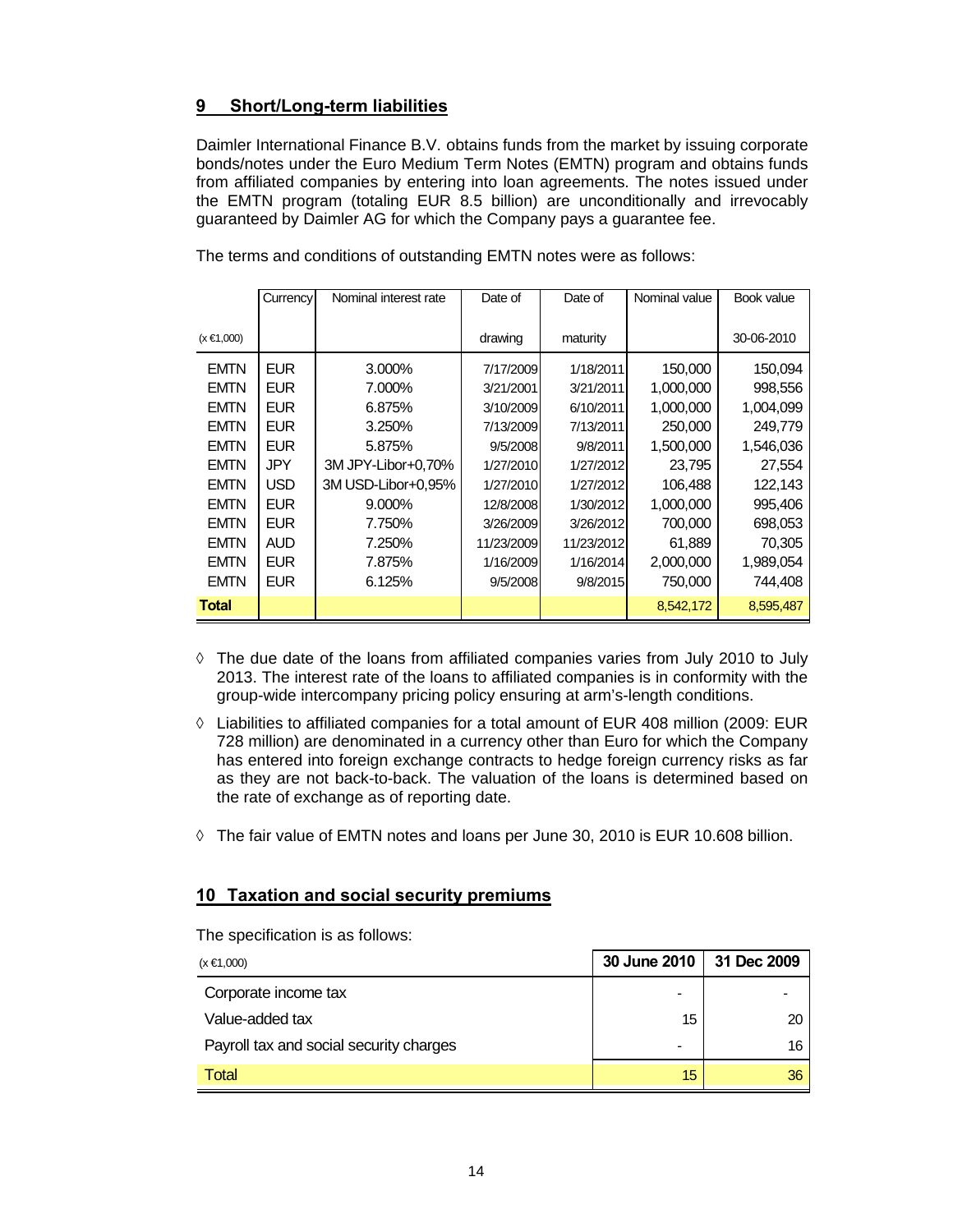## 9 Short/Long-term liabilities

Daimler International Finance B.V. obtains funds from the market by issuing corporate bonds/notes under the Euro Medium Term Notes (EMTN) program and obtains funds from affiliated companies by entering into loan agreements. The notes issued under the EMTN program (totaling EUR 8.5 billion) are unconditionally and irrevocably guaranteed by Daimler AG for which the Company pays a guarantee fee.

The terms and conditions of outstanding EMTN notes were as follows:

| (x €1,000) | Currency | Nominal interest rate | Date of drawing | Date of maturity | Nominal value | Book value 30-06-2010 |
|---|---|---|---|---|---|---|
| EMTN | EUR | 3.000% | 7/17/2009 | 1/18/2011 | 150,000 | 150,094 |
| EMTN | EUR | 7.000% | 3/21/2001 | 3/21/2011 | 1,000,000 | 998,556 |
| EMTN | EUR | 6.875% | 3/10/2009 | 6/10/2011 | 1,000,000 | 1,004,099 |
| EMTN | EUR | 3.250% | 7/13/2009 | 7/13/2011 | 250,000 | 249,779 |
| EMTN | EUR | 5.875% | 9/5/2008 | 9/8/2011 | 1,500,000 | 1,546,036 |
| EMTN | JPY | 3M JPY-Libor+0,70% | 1/27/2010 | 1/27/2012 | 23,795 | 27,554 |
| EMTN | USD | 3M USD-Libor+0,95% | 1/27/2010 | 1/27/2012 | 106,488 | 122,143 |
| EMTN | EUR | 9.000% | 12/8/2008 | 1/30/2012 | 1,000,000 | 995,406 |
| EMTN | EUR | 7.750% | 3/26/2009 | 3/26/2012 | 700,000 | 698,053 |
| EMTN | AUD | 7.250% | 11/23/2009 | 11/23/2012 | 61,889 | 70,305 |
| EMTN | EUR | 7.875% | 1/16/2009 | 1/16/2014 | 2,000,000 | 1,989,054 |
| EMTN | EUR | 6.125% | 9/5/2008 | 9/8/2015 | 750,000 | 744,408 |
| **Total** | | | | | 8,542,172 | 8,595,487 |

- ◊ The due date of the loans from affiliated companies varies from July 2010 to July 2013. The interest rate of the loans to affiliated companies is in conformity with the group-wide intercompany pricing policy ensuring at arm's-length conditions.
- ◊ Liabilities to affiliated companies for a total amount of EUR 408 million (2009: EUR 728 million) are denominated in a currency other than Euro for which the Company has entered into foreign exchange contracts to hedge foreign currency risks as far as they are not back-to-back. The valuation of the loans is determined based on the rate of exchange as of reporting date.
- ◊ The fair value of EMTN notes and loans per June 30, 2010 is EUR 10.608 billion.

## 10 Taxation and social security premiums

The specification is as follows:

| (x €1,000) | 30 June 2010 | 31 Dec 2009 |
|---|---|---|
| Corporate income tax | - | - |
| Value-added tax | 15 | 20 |
| Payroll tax and social security charges | - | 16 |
| Total | 15 | 36 |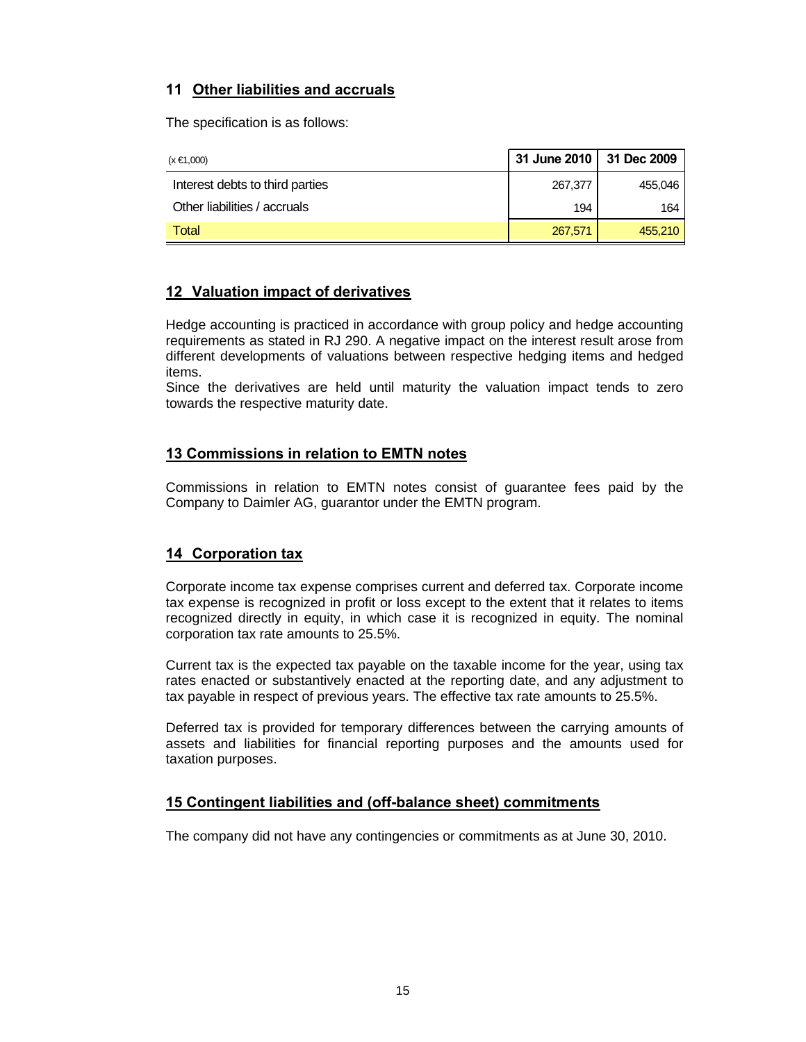## 11 Other liabilities and accruals

The specification is as follows:

| (x €1,000) | 31 June 2010 | 31 Dec 2009 |
|---|---|---|
| Interest debts to third parties | 267,377 | 455,046 |
| Other liabilities / accruals | 194 | 164 |
| Total | 267,571 | 455,210 |

## 12 Valuation impact of derivatives

Hedge accounting is practiced in accordance with group policy and hedge accounting requirements as stated in RJ 290. A negative impact on the interest result arose from different developments of valuations between respective hedging items and hedged items.
Since the derivatives are held until maturity the valuation impact tends to zero towards the respective maturity date.

## 13 Commissions in relation to EMTN notes

Commissions in relation to EMTN notes consist of guarantee fees paid by the Company to Daimler AG, guarantor under the EMTN program.

## 14 Corporation tax

Corporate income tax expense comprises current and deferred tax. Corporate income tax expense is recognized in profit or loss except to the extent that it relates to items recognized directly in equity, in which case it is recognized in equity. The nominal corporation tax rate amounts to 25.5%.

Current tax is the expected tax payable on the taxable income for the year, using tax rates enacted or substantively enacted at the reporting date, and any adjustment to tax payable in respect of previous years. The effective tax rate amounts to 25.5%.

Deferred tax is provided for temporary differences between the carrying amounts of assets and liabilities for financial reporting purposes and the amounts used for taxation purposes.

## 15 Contingent liabilities and (off-balance sheet) commitments

The company did not have any contingencies or commitments as at June 30, 2010.